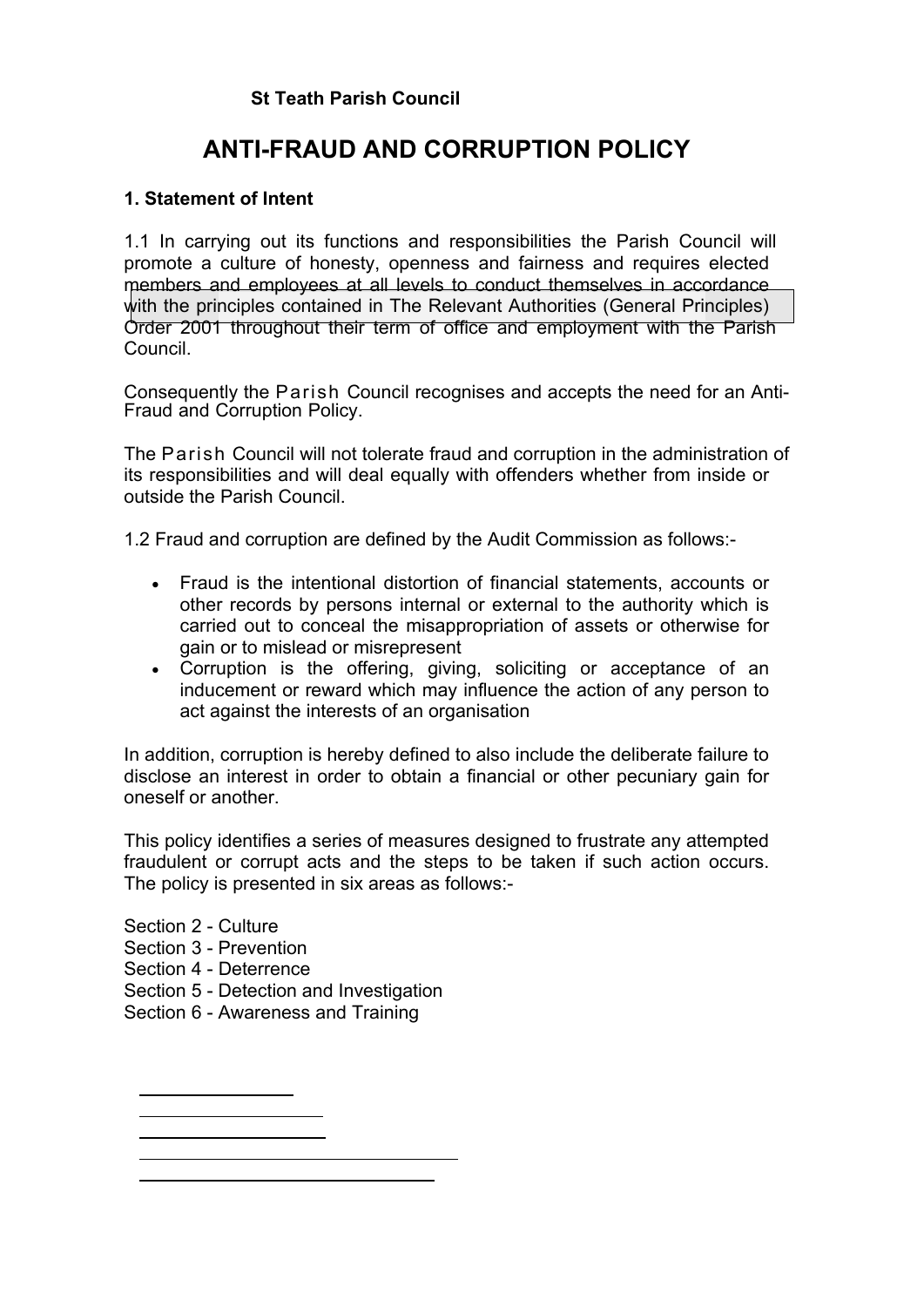**St Teath Parish Council**

# ANTI-FRAUD AND CORRUPTION POLICY

### 1. Statement of Intent

1.1 In carrying out its functions and responsibilities the Parish Council will promote a culture of honesty, openness and fairness and requires elected members and employees at all levels to conduct themselves in accordance with the principles contained in The Relevant Authorities (General Principles) Order 2001 throughout their term of office and employment with the Parish Council.

Consequently the Parish Council recognises and accepts the need for an Anti-Fraud and Corruption Policy.

The Parish Council will not tolerate fraud and corruption in the administration of its responsibilities and will deal equally with offenders whether from inside or outside the Parish Council.

1.2 Fraud and corruption are defined by the Audit Commission as follows:-

- Fraud is the intentional distortion of financial statements, accounts or other records by persons internal or external to the authority which is carried out to conceal the misappropriation of assets or otherwise for gain or to mislead or misrepresent
- Corruption is the offering, giving, soliciting or acceptance of an inducement or reward which may influence the action of any person to act against the interests of an organisation

In addition, corruption is hereby defined to also include the deliberate failure to disclose an interest in order to obtain a financial or other pecuniary gain for oneself or another.

This policy identifies a series of measures designed to frustrate any attempted fraudulent or corrupt acts and the steps to be taken if such action occurs. The policy is presented in six areas as follows:-

Section 2 - Culture
Section 3 - Prevention
Section 4 - Deterrence
Section 5 - Detection and Investigation
Section 6 - Awareness and Training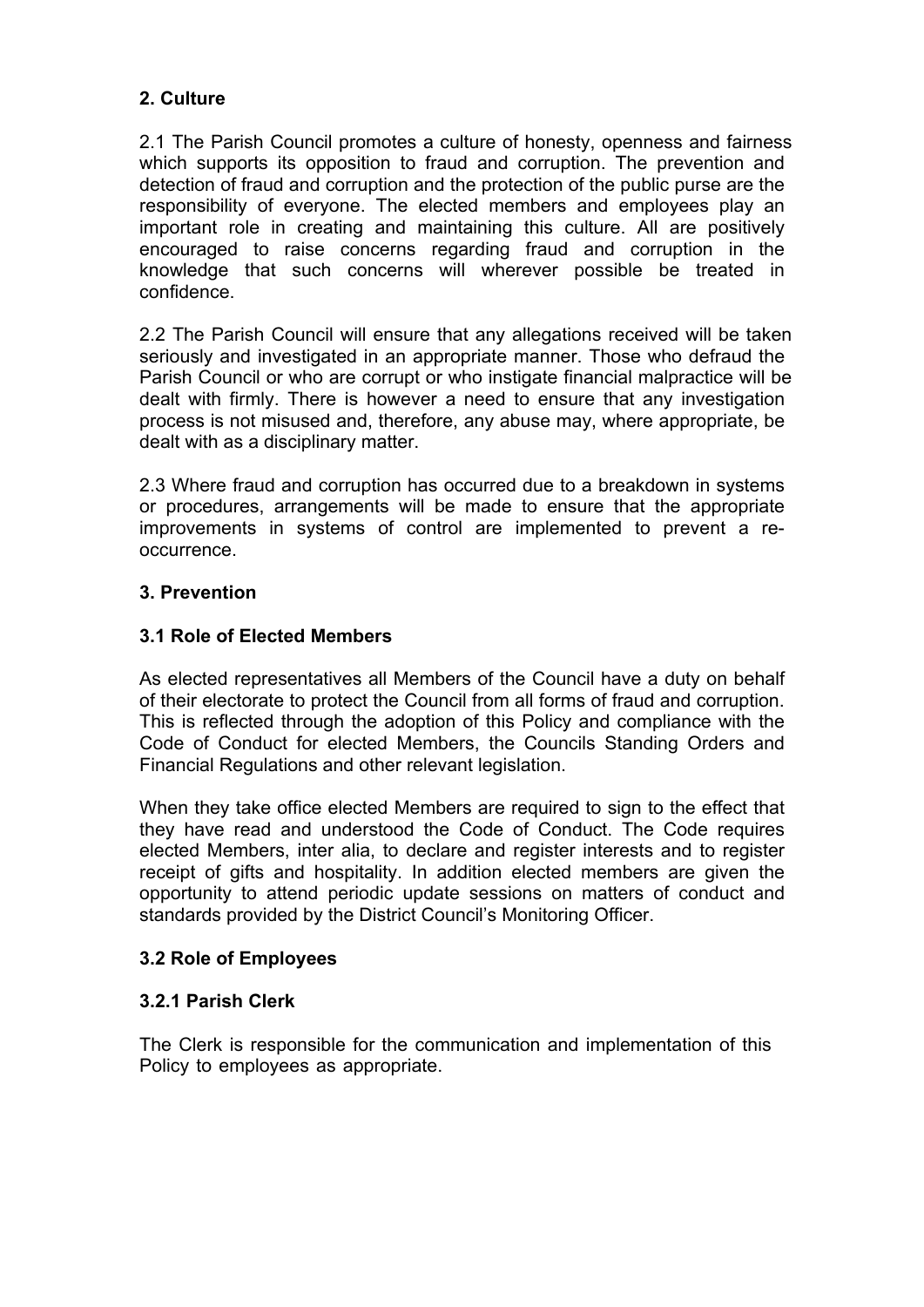## 2. Culture

2.1 The Parish Council promotes a culture of honesty, openness and fairness which supports its opposition to fraud and corruption. The prevention and detection of fraud and corruption and the protection of the public purse are the responsibility of everyone. The elected members and employees play an important role in creating and maintaining this culture. All are positively encouraged to raise concerns regarding fraud and corruption in the knowledge that such concerns will wherever possible be treated in confidence.

2.2 The Parish Council will ensure that any allegations received will be taken seriously and investigated in an appropriate manner. Those who defraud the Parish Council or who are corrupt or who instigate financial malpractice will be dealt with firmly. There is however a need to ensure that any investigation process is not misused and, therefore, any abuse may, where appropriate, be dealt with as a disciplinary matter.

2.3 Where fraud and corruption has occurred due to a breakdown in systems or procedures, arrangements will be made to ensure that the appropriate improvements in systems of control are implemented to prevent a re-occurrence.

## 3. Prevention

### 3.1 Role of Elected Members

As elected representatives all Members of the Council have a duty on behalf of their electorate to protect the Council from all forms of fraud and corruption. This is reflected through the adoption of this Policy and compliance with the Code of Conduct for elected Members, the Councils Standing Orders and Financial Regulations and other relevant legislation.

When they take office elected Members are required to sign to the effect that they have read and understood the Code of Conduct. The Code requires elected Members, inter alia, to declare and register interests and to register receipt of gifts and hospitality. In addition elected members are given the opportunity to attend periodic update sessions on matters of conduct and standards provided by the District Council's Monitoring Officer.

### 3.2 Role of Employees

#### 3.2.1 Parish Clerk

The Clerk is responsible for the communication and implementation of this Policy to employees as appropriate.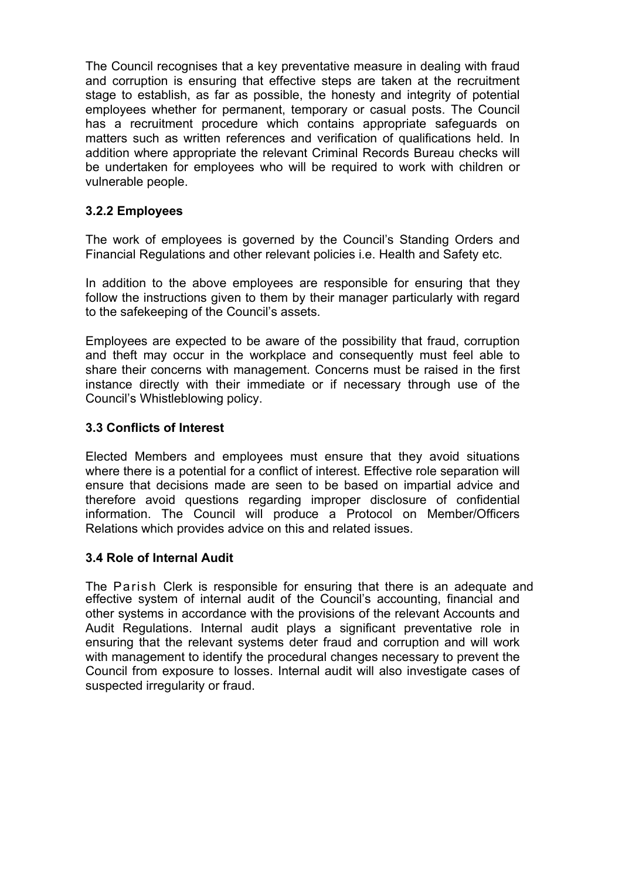The Council recognises that a key preventative measure in dealing with fraud and corruption is ensuring that effective steps are taken at the recruitment stage to establish, as far as possible, the honesty and integrity of potential employees whether for permanent, temporary or casual posts. The Council has a recruitment procedure which contains appropriate safeguards on matters such as written references and verification of qualifications held. In addition where appropriate the relevant Criminal Records Bureau checks will be undertaken for employees who will be required to work with children or vulnerable people.

### 3.2.2 Employees

The work of employees is governed by the Council's Standing Orders and Financial Regulations and other relevant policies i.e. Health and Safety etc.

In addition to the above employees are responsible for ensuring that they follow the instructions given to them by their manager particularly with regard to the safekeeping of the Council's assets.

Employees are expected to be aware of the possibility that fraud, corruption and theft may occur in the workplace and consequently must feel able to share their concerns with management. Concerns must be raised in the first instance directly with their immediate or if necessary through use of the Council's Whistleblowing policy.

### 3.3 Conflicts of Interest

Elected Members and employees must ensure that they avoid situations where there is a potential for a conflict of interest. Effective role separation will ensure that decisions made are seen to be based on impartial advice and therefore avoid questions regarding improper disclosure of confidential information. The Council will produce a Protocol on Member/Officers Relations which provides advice on this and related issues.

### 3.4 Role of Internal Audit

The Parish Clerk is responsible for ensuring that there is an adequate and effective system of internal audit of the Council's accounting, financial and other systems in accordance with the provisions of the relevant Accounts and Audit Regulations. Internal audit plays a significant preventative role in ensuring that the relevant systems deter fraud and corruption and will work with management to identify the procedural changes necessary to prevent the Council from exposure to losses. Internal audit will also investigate cases of suspected irregularity or fraud.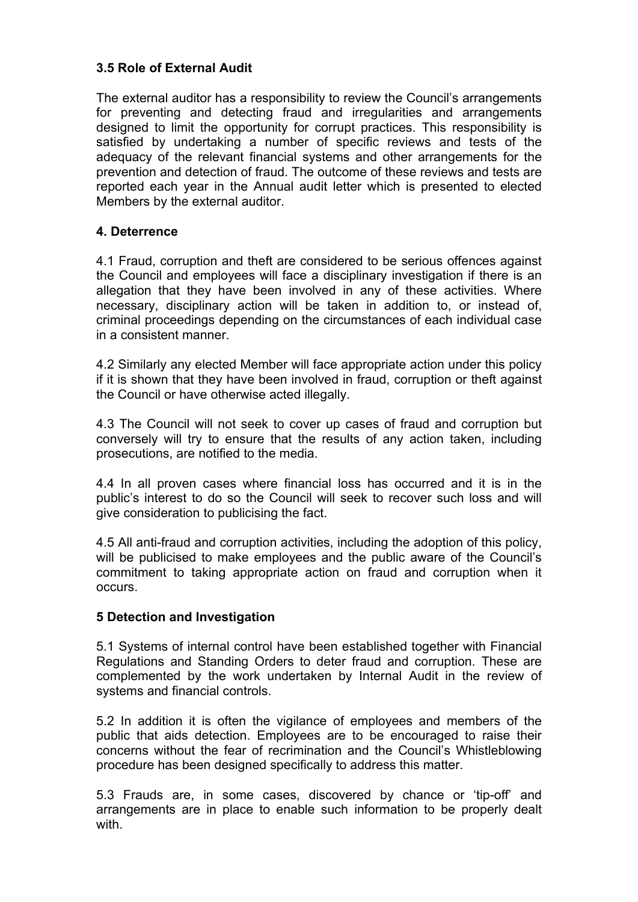### 3.5 Role of External Audit

The external auditor has a responsibility to review the Council's arrangements for preventing and detecting fraud and irregularities and arrangements designed to limit the opportunity for corrupt practices. This responsibility is satisfied by undertaking a number of specific reviews and tests of the adequacy of the relevant financial systems and other arrangements for the prevention and detection of fraud. The outcome of these reviews and tests are reported each year in the Annual audit letter which is presented to elected Members by the external auditor.

## 4. Deterrence

4.1 Fraud, corruption and theft are considered to be serious offences against the Council and employees will face a disciplinary investigation if there is an allegation that they have been involved in any of these activities. Where necessary, disciplinary action will be taken in addition to, or instead of, criminal proceedings depending on the circumstances of each individual case in a consistent manner.

4.2 Similarly any elected Member will face appropriate action under this policy if it is shown that they have been involved in fraud, corruption or theft against the Council or have otherwise acted illegally.

4.3 The Council will not seek to cover up cases of fraud and corruption but conversely will try to ensure that the results of any action taken, including prosecutions, are notified to the media.

4.4 In all proven cases where financial loss has occurred and it is in the public's interest to do so the Council will seek to recover such loss and will give consideration to publicising the fact.

4.5 All anti-fraud and corruption activities, including the adoption of this policy, will be publicised to make employees and the public aware of the Council's commitment to taking appropriate action on fraud and corruption when it occurs.

## 5 Detection and Investigation

5.1 Systems of internal control have been established together with Financial Regulations and Standing Orders to deter fraud and corruption. These are complemented by the work undertaken by Internal Audit in the review of systems and financial controls.

5.2 In addition it is often the vigilance of employees and members of the public that aids detection. Employees are to be encouraged to raise their concerns without the fear of recrimination and the Council's Whistleblowing procedure has been designed specifically to address this matter.

5.3 Frauds are, in some cases, discovered by chance or 'tip-off' and arrangements are in place to enable such information to be properly dealt with.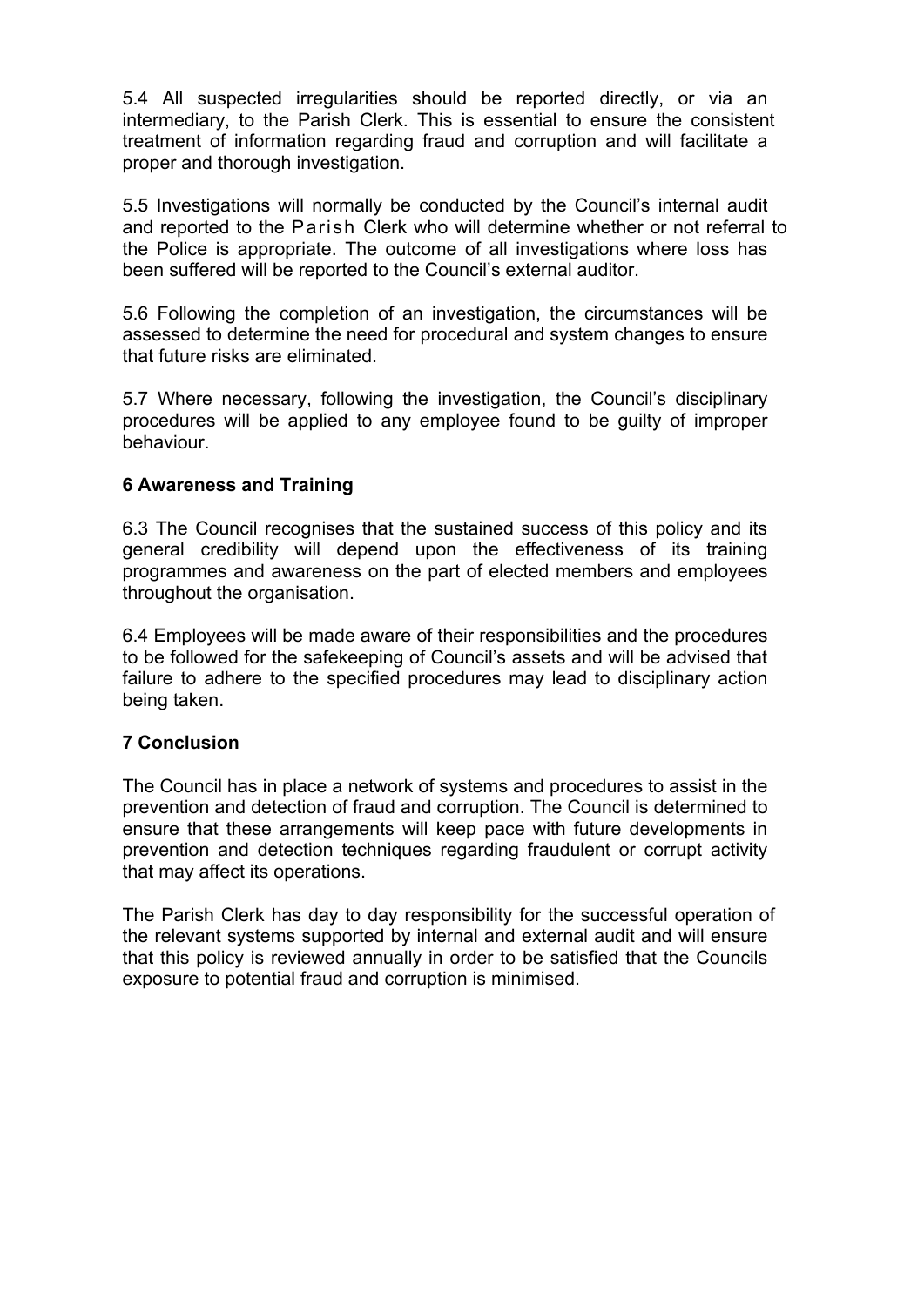5.4 All suspected irregularities should be reported directly, or via an intermediary, to the Parish Clerk. This is essential to ensure the consistent treatment of information regarding fraud and corruption and will facilitate a proper and thorough investigation.

5.5 Investigations will normally be conducted by the Council's internal audit and reported to the Parish Clerk who will determine whether or not referral to the Police is appropriate. The outcome of all investigations where loss has been suffered will be reported to the Council's external auditor.

5.6 Following the completion of an investigation, the circumstances will be assessed to determine the need for procedural and system changes to ensure that future risks are eliminated.

5.7 Where necessary, following the investigation, the Council's disciplinary procedures will be applied to any employee found to be guilty of improper behaviour.

## 6 Awareness and Training

6.3 The Council recognises that the sustained success of this policy and its general credibility will depend upon the effectiveness of its training programmes and awareness on the part of elected members and employees throughout the organisation.

6.4 Employees will be made aware of their responsibilities and the procedures to be followed for the safekeeping of Council's assets and will be advised that failure to adhere to the specified procedures may lead to disciplinary action being taken.

## 7 Conclusion

The Council has in place a network of systems and procedures to assist in the prevention and detection of fraud and corruption. The Council is determined to ensure that these arrangements will keep pace with future developments in prevention and detection techniques regarding fraudulent or corrupt activity that may affect its operations.

The Parish Clerk has day to day responsibility for the successful operation of the relevant systems supported by internal and external audit and will ensure that this policy is reviewed annually in order to be satisfied that the Councils exposure to potential fraud and corruption is minimised.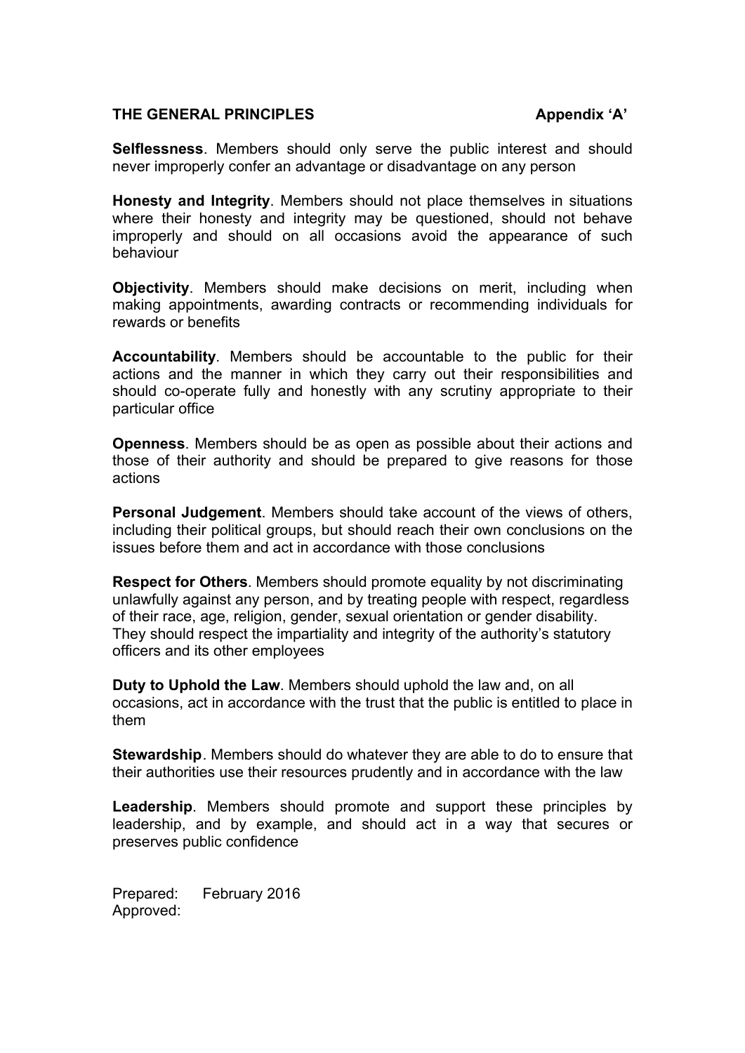**THE GENERAL PRINCIPLES** **Appendix 'A'**

**Selflessness**. Members should only serve the public interest and should never improperly confer an advantage or disadvantage on any person

**Honesty and Integrity**. Members should not place themselves in situations where their honesty and integrity may be questioned, should not behave improperly and should on all occasions avoid the appearance of such behaviour

**Objectivity**. Members should make decisions on merit, including when making appointments, awarding contracts or recommending individuals for rewards or benefits

**Accountability**. Members should be accountable to the public for their actions and the manner in which they carry out their responsibilities and should co-operate fully and honestly with any scrutiny appropriate to their particular office

**Openness**. Members should be as open as possible about their actions and those of their authority and should be prepared to give reasons for those actions

**Personal Judgement**. Members should take account of the views of others, including their political groups, but should reach their own conclusions on the issues before them and act in accordance with those conclusions

**Respect for Others**. Members should promote equality by not discriminating unlawfully against any person, and by treating people with respect, regardless of their race, age, religion, gender, sexual orientation or gender disability. They should respect the impartiality and integrity of the authority's statutory officers and its other employees

**Duty to Uphold the Law**. Members should uphold the law and, on all occasions, act in accordance with the trust that the public is entitled to place in them

**Stewardship**. Members should do whatever they are able to do to ensure that their authorities use their resources prudently and in accordance with the law

**Leadership**. Members should promote and support these principles by leadership, and by example, and should act in a way that secures or preserves public confidence

Prepared: February 2016
Approved: